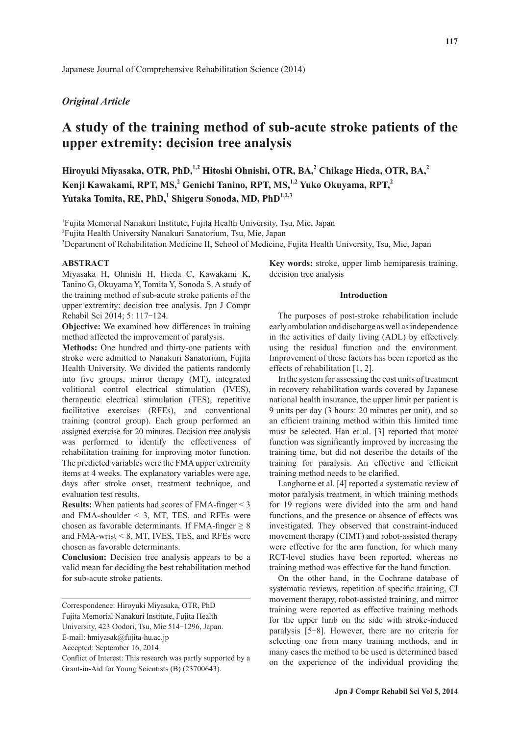Japanese Journal of Comprehensive Rehabilitation Science (2014)

*Original Article*

# A study of the training method of sub-acute stroke patients of the upper extremity: decision tree analysis

**Hiroyuki Miyasaka, OTR, PhD,[1,2] Hitoshi Ohnishi, OTR, BA,[2] Chikage Hieda, OTR, BA,[2] Kenji Kawakami, RPT, MS,[2] Genichi Tanino, RPT, MS,[1,2] Yuko Okuyama, RPT,[2] Yutaka Tomita, RE, PhD,[1] Shigeru Sonoda, MD, PhD[1,2,3]**

[1]Fujita Memorial Nanakuri Institute, Fujita Health University, Tsu, Mie, Japan
[2]Fujita Health University Nanakuri Sanatorium, Tsu, Mie, Japan
[3]Department of Rehabilitation Medicine II, School of Medicine, Fujita Health University, Tsu, Mie, Japan

## ABSTRACT

Miyasaka H, Ohnishi H, Hieda C, Kawakami K, Tanino G, Okuyama Y, Tomita Y, Sonoda S. A study of the training method of sub-acute stroke patients of the upper extremity: decision tree analysis. Jpn J Compr Rehabil Sci 2014; 5: 117−124.

**Objective:** We examined how differences in training method affected the improvement of paralysis.

**Methods:** One hundred and thirty-one patients with stroke were admitted to Nanakuri Sanatorium, Fujita Health University. We divided the patients randomly into five groups, mirror therapy (MT), integrated volitional control electrical stimulation (IVES), therapeutic electrical stimulation (TES), repetitive facilitative exercises (RFEs), and conventional training (control group). Each group performed an assigned exercise for 20 minutes. Decision tree analysis was performed to identify the effectiveness of rehabilitation training for improving motor function. The predicted variables were the FMA upper extremity items at 4 weeks. The explanatory variables were age, days after stroke onset, treatment technique, and evaluation test results.

**Results:** When patients had scores of FMA-finger < 3 and FMA-shoulder < 3, MT, TES, and RFEs were chosen as favorable determinants. If FMA-finger ≥ 8 and FMA-wrist < 8, MT, IVES, TES, and RFEs were chosen as favorable determinants.

**Conclusion:** Decision tree analysis appears to be a valid mean for deciding the best rehabilitation method for sub-acute stroke patients.

**Key words:** stroke, upper limb hemiparesis training, decision tree analysis

Correspondence: Hiroyuki Miyasaka, OTR, PhD
Fujita Memorial Nanakuri Institute, Fujita Health University, 423 Oodori, Tsu, Mie 514−1296, Japan.
E-mail: hmiyasak@fujita-hu.ac.jp
Accepted: September 16, 2014
Conflict of Interest: This research was partly supported by a Grant-in-Aid for Young Scientists (B) (23700643).

## Introduction

The purposes of post-stroke rehabilitation include early ambulation and discharge as well as independence in the activities of daily living (ADL) by effectively using the residual function and the environment. Improvement of these factors has been reported as the effects of rehabilitation [1, 2].

In the system for assessing the cost units of treatment in recovery rehabilitation wards covered by Japanese national health insurance, the upper limit per patient is 9 units per day (3 hours: 20 minutes per unit), and so an efficient training method within this limited time must be selected. Han et al. [3] reported that motor function was significantly improved by increasing the training time, but did not describe the details of the training for paralysis. An effective and efficient training method needs to be clarified.

Langhorne et al. [4] reported a systematic review of motor paralysis treatment, in which training methods for 19 regions were divided into the arm and hand functions, and the presence or absence of effects was investigated. They observed that constraint-induced movement therapy (CIMT) and robot-assisted therapy were effective for the arm function, for which many RCT-level studies have been reported, whereas no training method was effective for the hand function.

On the other hand, in the Cochrane database of systematic reviews, repetition of specific training, CI movement therapy, robot-assisted training, and mirror training were reported as effective training methods for the upper limb on the side with stroke-induced paralysis [5−8]. However, there are no criteria for selecting one from many training methods, and in many cases the method to be used is determined based on the experience of the individual providing the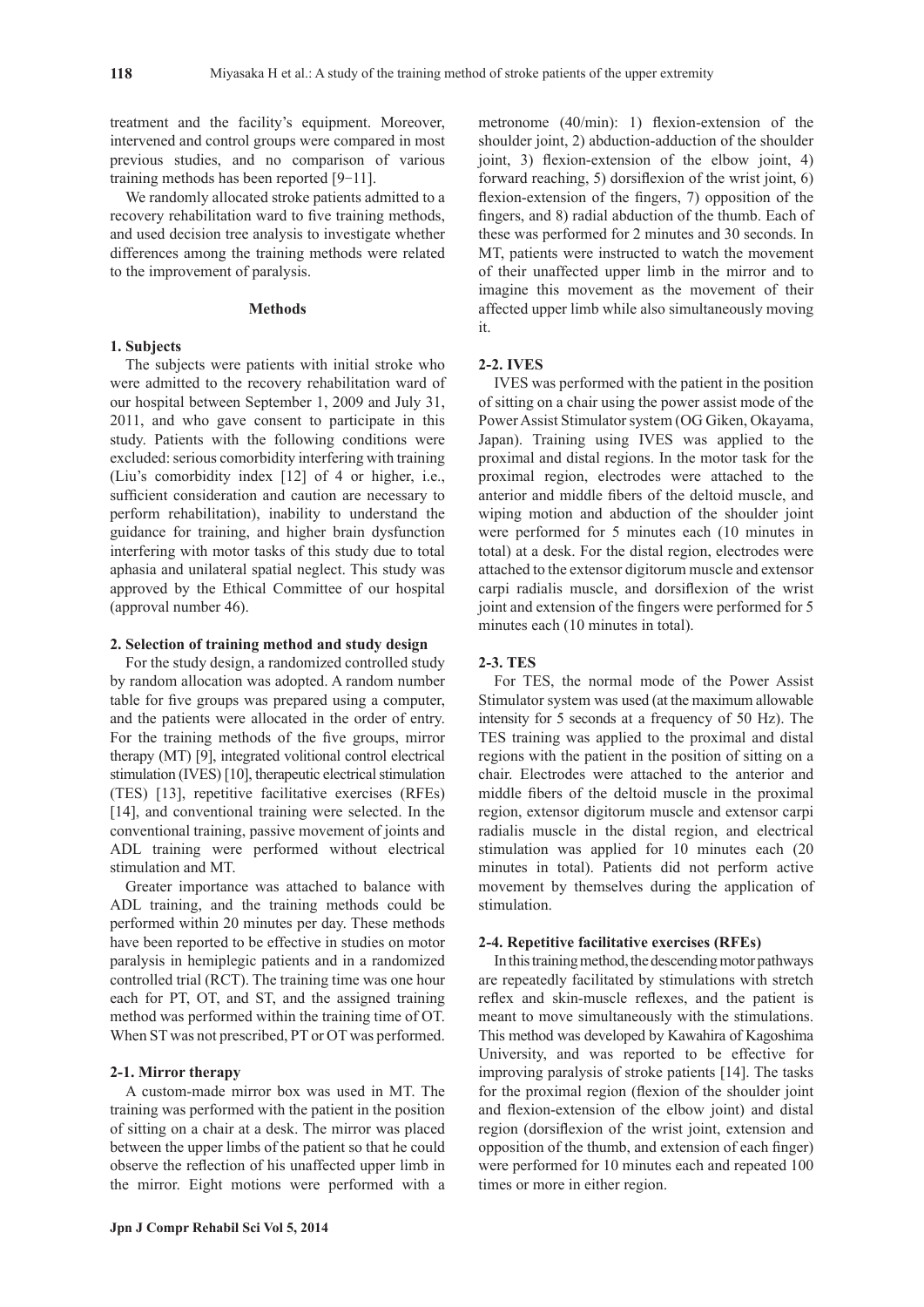treatment and the facility's equipment. Moreover, intervened and control groups were compared in most previous studies, and no comparison of various training methods has been reported [9-11].

We randomly allocated stroke patients admitted to a recovery rehabilitation ward to five training methods, and used decision tree analysis to investigate whether differences among the training methods were related to the improvement of paralysis.

## Methods

### 1. Subjects

The subjects were patients with initial stroke who were admitted to the recovery rehabilitation ward of our hospital between September 1, 2009 and July 31, 2011, and who gave consent to participate in this study. Patients with the following conditions were excluded: serious comorbidity interfering with training (Liu's comorbidity index [12] of 4 or higher, i.e., sufficient consideration and caution are necessary to perform rehabilitation), inability to understand the guidance for training, and higher brain dysfunction interfering with motor tasks of this study due to total aphasia and unilateral spatial neglect. This study was approved by the Ethical Committee of our hospital (approval number 46).

### 2. Selection of training method and study design

For the study design, a randomized controlled study by random allocation was adopted. A random number table for five groups was prepared using a computer, and the patients were allocated in the order of entry. For the training methods of the five groups, mirror therapy (MT) [9], integrated volitional control electrical stimulation (IVES) [10], therapeutic electrical stimulation (TES) [13], repetitive facilitative exercises (RFEs) [14], and conventional training were selected. In the conventional training, passive movement of joints and ADL training were performed without electrical stimulation and MT.

Greater importance was attached to balance with ADL training, and the training methods could be performed within 20 minutes per day. These methods have been reported to be effective in studies on motor paralysis in hemiplegic patients and in a randomized controlled trial (RCT). The training time was one hour each for PT, OT, and ST, and the assigned training method was performed within the training time of OT. When ST was not prescribed, PT or OT was performed.

#### 2-1. Mirror therapy

A custom-made mirror box was used in MT. The training was performed with the patient in the position of sitting on a chair at a desk. The mirror was placed between the upper limbs of the patient so that he could observe the reflection of his unaffected upper limb in the mirror. Eight motions were performed with a metronome (40/min): 1) flexion-extension of the shoulder joint, 2) abduction-adduction of the shoulder joint, 3) flexion-extension of the elbow joint, 4) forward reaching, 5) dorsiflexion of the wrist joint, 6) flexion-extension of the fingers, 7) opposition of the fingers, and 8) radial abduction of the thumb. Each of these was performed for 2 minutes and 30 seconds. In MT, patients were instructed to watch the movement of their unaffected upper limb in the mirror and to imagine this movement as the movement of their affected upper limb while also simultaneously moving it.

#### 2-2. IVES

IVES was performed with the patient in the position of sitting on a chair using the power assist mode of the Power Assist Stimulator system (OG Giken, Okayama, Japan). Training using IVES was applied to the proximal and distal regions. In the motor task for the proximal region, electrodes were attached to the anterior and middle fibers of the deltoid muscle, and wiping motion and abduction of the shoulder joint were performed for 5 minutes each (10 minutes in total) at a desk. For the distal region, electrodes were attached to the extensor digitorum muscle and extensor carpi radialis muscle, and dorsiflexion of the wrist joint and extension of the fingers were performed for 5 minutes each (10 minutes in total).

#### 2-3. TES

For TES, the normal mode of the Power Assist Stimulator system was used (at the maximum allowable intensity for 5 seconds at a frequency of 50 Hz). The TES training was applied to the proximal and distal regions with the patient in the position of sitting on a chair. Electrodes were attached to the anterior and middle fibers of the deltoid muscle in the proximal region, extensor digitorum muscle and extensor carpi radialis muscle in the distal region, and electrical stimulation was applied for 10 minutes each (20 minutes in total). Patients did not perform active movement by themselves during the application of stimulation.

#### 2-4. Repetitive facilitative exercises (RFEs)

In this training method, the descending motor pathways are repeatedly facilitated by stimulations with stretch reflex and skin-muscle reflexes, and the patient is meant to move simultaneously with the stimulations. This method was developed by Kawahira of Kagoshima University, and was reported to be effective for improving paralysis of stroke patients [14]. The tasks for the proximal region (flexion of the shoulder joint and flexion-extension of the elbow joint) and distal region (dorsiflexion of the wrist joint, extension and opposition of the thumb, and extension of each finger) were performed for 10 minutes each and repeated 100 times or more in either region.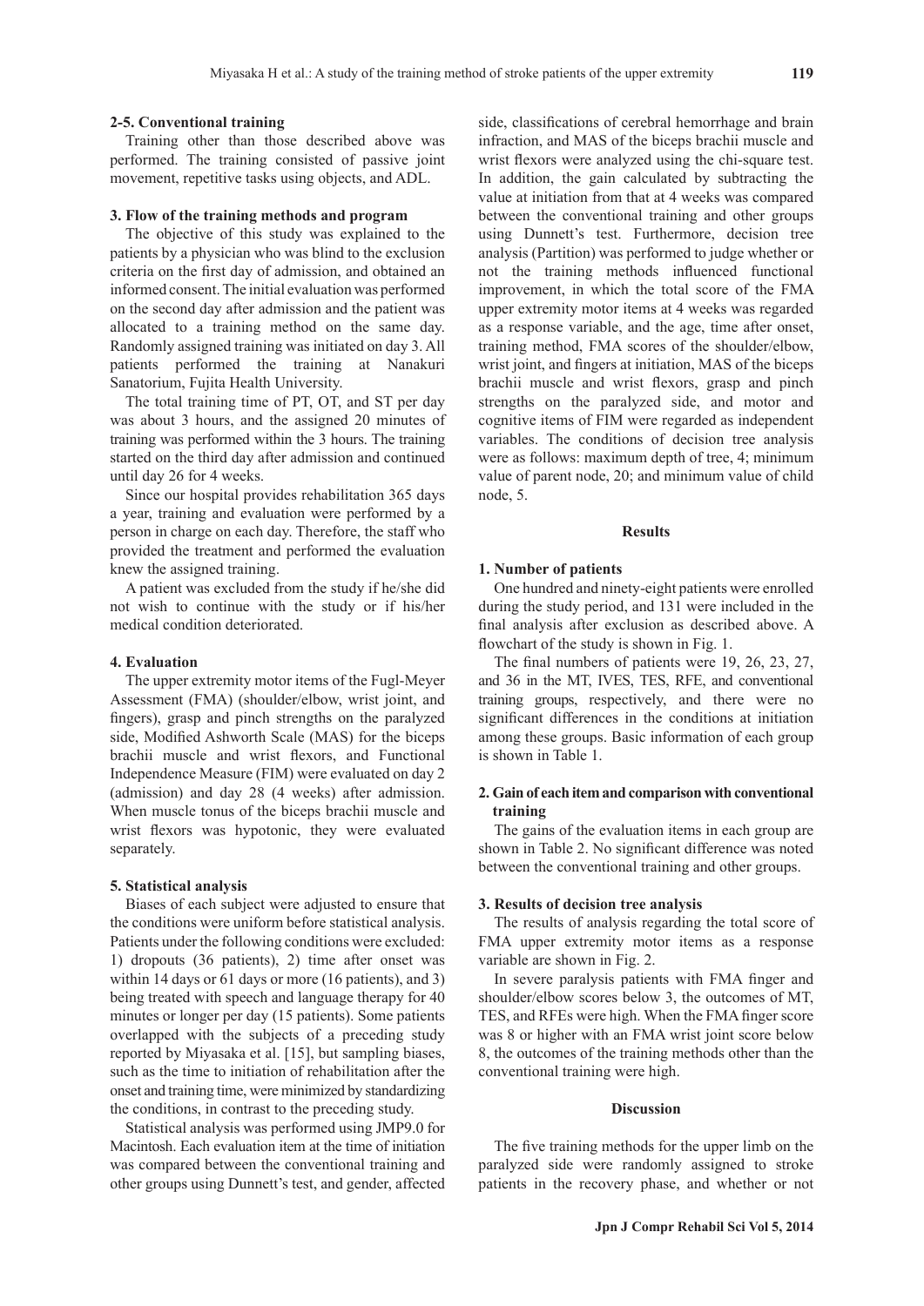#### 2-5. Conventional training

Training other than those described above was performed. The training consisted of passive joint movement, repetitive tasks using objects, and ADL.

### 3. Flow of the training methods and program

The objective of this study was explained to the patients by a physician who was blind to the exclusion criteria on the first day of admission, and obtained an informed consent. The initial evaluation was performed on the second day after admission and the patient was allocated to a training method on the same day. Randomly assigned training was initiated on day 3. All patients performed the training at Nanakuri Sanatorium, Fujita Health University.

The total training time of PT, OT, and ST per day was about 3 hours, and the assigned 20 minutes of training was performed within the 3 hours. The training started on the third day after admission and continued until day 26 for 4 weeks.

Since our hospital provides rehabilitation 365 days a year, training and evaluation were performed by a person in charge on each day. Therefore, the staff who provided the treatment and performed the evaluation knew the assigned training.

A patient was excluded from the study if he/she did not wish to continue with the study or if his/her medical condition deteriorated.

### 4. Evaluation

The upper extremity motor items of the Fugl-Meyer Assessment (FMA) (shoulder/elbow, wrist joint, and fingers), grasp and pinch strengths on the paralyzed side, Modified Ashworth Scale (MAS) for the biceps brachii muscle and wrist flexors, and Functional Independence Measure (FIM) were evaluated on day 2 (admission) and day 28 (4 weeks) after admission. When muscle tonus of the biceps brachii muscle and wrist flexors was hypotonic, they were evaluated separately.

### 5. Statistical analysis

Biases of each subject were adjusted to ensure that the conditions were uniform before statistical analysis. Patients under the following conditions were excluded: 1) dropouts (36 patients), 2) time after onset was within 14 days or 61 days or more (16 patients), and 3) being treated with speech and language therapy for 40 minutes or longer per day (15 patients). Some patients overlapped with the subjects of a preceding study reported by Miyasaka et al. [15], but sampling biases, such as the time to initiation of rehabilitation after the onset and training time, were minimized by standardizing the conditions, in contrast to the preceding study.

Statistical analysis was performed using JMP9.0 for Macintosh. Each evaluation item at the time of initiation was compared between the conventional training and other groups using Dunnett's test, and gender, affected side, classifications of cerebral hemorrhage and brain infraction, and MAS of the biceps brachii muscle and wrist flexors were analyzed using the chi-square test. In addition, the gain calculated by subtracting the value at initiation from that at 4 weeks was compared between the conventional training and other groups using Dunnett's test. Furthermore, decision tree analysis (Partition) was performed to judge whether or not the training methods influenced functional improvement, in which the total score of the FMA upper extremity motor items at 4 weeks was regarded as a response variable, and the age, time after onset, training method, FMA scores of the shoulder/elbow, wrist joint, and fingers at initiation, MAS of the biceps brachii muscle and wrist flexors, grasp and pinch strengths on the paralyzed side, and motor and cognitive items of FIM were regarded as independent variables. The conditions of decision tree analysis were as follows: maximum depth of tree, 4; minimum value of parent node, 20; and minimum value of child node, 5.

## Results

### 1. Number of patients

One hundred and ninety-eight patients were enrolled during the study period, and 131 were included in the final analysis after exclusion as described above. A flowchart of the study is shown in Fig. 1.

The final numbers of patients were 19, 26, 23, 27, and 36 in the MT, IVES, TES, RFE, and conventional training groups, respectively, and there were no significant differences in the conditions at initiation among these groups. Basic information of each group is shown in Table 1.

### 2. Gain of each item and comparison with conventional training

The gains of the evaluation items in each group are shown in Table 2. No significant difference was noted between the conventional training and other groups.

### 3. Results of decision tree analysis

The results of analysis regarding the total score of FMA upper extremity motor items as a response variable are shown in Fig. 2.

In severe paralysis patients with FMA finger and shoulder/elbow scores below 3, the outcomes of MT, TES, and RFEs were high. When the FMA finger score was 8 or higher with an FMA wrist joint score below 8, the outcomes of the training methods other than the conventional training were high.

## Discussion

The five training methods for the upper limb on the paralyzed side were randomly assigned to stroke patients in the recovery phase, and whether or not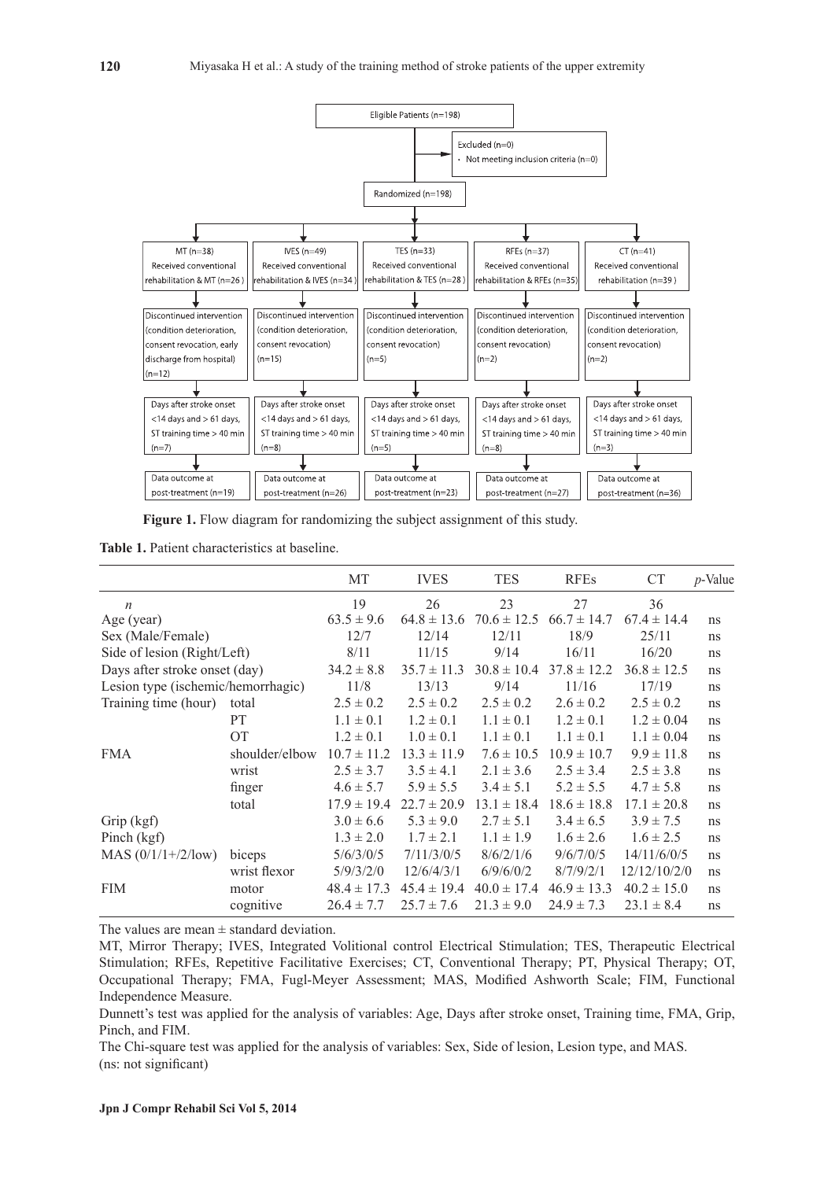Eligible Patients (n=198)

Excluded (n=0)
- Not meeting inclusion criteria (n=0)

Randomized (n=198)

| MT (n=38) | IVES (n=49) | TES (n=33) | RFEs (n=37) | CT (n=41) |
|---|---|---|---|---|
| Received conventional rehabilitation & MT (n=26) | Received conventional rehabilitation & IVES (n=34) | Received conventional rehabilitation & TES (n=28) | Received conventional rehabilitation & RFEs (n=35) | Received conventional rehabilitation (n=39) |
| Discontinued intervention (condition deterioration, consent revocation, early discharge from hospital) (n=12) | Discontinued intervention (condition deterioration, consent revocation) (n=15) | Discontinued intervention (condition deterioration, consent revocation) (n=5) | Discontinued intervention (condition deterioration, consent revocation) (n=2) | Discontinued intervention (condition deterioration, consent revocation) (n=2) |
| Days after stroke onset <14 days and > 61 days, ST training time > 40 min (n=7) | Days after stroke onset <14 days and > 61 days, ST training time > 40 min (n=8) | Days after stroke onset <14 days and > 61 days, ST training time > 40 min (n=5) | Days after stroke onset <14 days and > 61 days, ST training time > 40 min (n=8) | Days after stroke onset <14 days and > 61 days, ST training time > 40 min (n=3) |
| Data outcome at post-treatment (n=19) | Data outcome at post-treatment (n=26) | Data outcome at post-treatment (n=23) | Data outcome at post-treatment (n=27) | Data outcome at post-treatment (n=36) |

**Figure 1.** Flow diagram for randomizing the subject assignment of this study.

**Table 1.** Patient characteristics at baseline.

| | | MT | IVES | TES | RFEs | CT | *p*-Value |
|---|---|---|---|---|---|---|---|
| *n* | | 19 | 26 | 23 | 27 | 36 | |
| Age (year) | | 63.5 ± 9.6 | 64.8 ± 13.6 | 70.6 ± 12.5 | 66.7 ± 14.7 | 67.4 ± 14.4 | ns |
| Sex (Male/Female) | | 12/7 | 12/14 | 12/11 | 18/9 | 25/11 | ns |
| Side of lesion (Right/Left) | | 8/11 | 11/15 | 9/14 | 16/11 | 16/20 | ns |
| Days after stroke onset (day) | | 34.2 ± 8.8 | 35.7 ± 11.3 | 30.8 ± 10.4 | 37.8 ± 12.2 | 36.8 ± 12.5 | ns |
| Lesion type (ischemic/hemorrhagic) | | 11/8 | 13/13 | 9/14 | 11/16 | 17/19 | ns |
| Training time (hour) | total | 2.5 ± 0.2 | 2.5 ± 0.2 | 2.5 ± 0.2 | 2.6 ± 0.2 | 2.5 ± 0.2 | ns |
| | PT | 1.1 ± 0.1 | 1.2 ± 0.1 | 1.1 ± 0.1 | 1.2 ± 0.1 | 1.2 ± 0.04 | ns |
| | OT | 1.2 ± 0.1 | 1.0 ± 0.1 | 1.1 ± 0.1 | 1.1 ± 0.1 | 1.1 ± 0.04 | ns |
| FMA | shoulder/elbow | 10.7 ± 11.2 | 13.3 ± 11.9 | 7.6 ± 10.5 | 10.9 ± 10.7 | 9.9 ± 11.8 | ns |
| | wrist | 2.5 ± 3.7 | 3.5 ± 4.1 | 2.1 ± 3.6 | 2.5 ± 3.4 | 2.5 ± 3.8 | ns |
| | finger | 4.6 ± 5.7 | 5.9 ± 5.5 | 3.4 ± 5.1 | 5.2 ± 5.5 | 4.7 ± 5.8 | ns |
| | total | 17.9 ± 19.4 | 22.7 ± 20.9 | 13.1 ± 18.4 | 18.6 ± 18.8 | 17.1 ± 20.8 | ns |
| Grip (kgf) | | 3.0 ± 6.6 | 5.3 ± 9.0 | 2.7 ± 5.1 | 3.4 ± 6.5 | 3.9 ± 7.5 | ns |
| Pinch (kgf) | | 1.3 ± 2.0 | 1.7 ± 2.1 | 1.1 ± 1.9 | 1.6 ± 2.6 | 1.6 ± 2.5 | ns |
| MAS (0/1/1+/2/low) | biceps | 5/6/3/0/5 | 7/11/3/0/5 | 8/6/2/1/6 | 9/6/7/0/5 | 14/11/6/0/5 | ns |
| | wrist flexor | 5/9/3/2/0 | 12/6/4/3/1 | 6/9/6/0/2 | 8/7/9/2/1 | 12/12/10/2/0 | ns |
| FIM | motor | 48.4 ± 17.3 | 45.4 ± 19.4 | 40.0 ± 17.4 | 46.9 ± 13.3 | 40.2 ± 15.0 | ns |
| | cognitive | 26.4 ± 7.7 | 25.7 ± 7.6 | 21.3 ± 9.0 | 24.9 ± 7.3 | 23.1 ± 8.4 | ns |

The values are mean ± standard deviation.

MT, Mirror Therapy; IVES, Integrated Volitional control Electrical Stimulation; TES, Therapeutic Electrical Stimulation; RFEs, Repetitive Facilitative Exercises; CT, Conventional Therapy; PT, Physical Therapy; OT, Occupational Therapy; FMA, Fugl-Meyer Assessment; MAS, Modified Ashworth Scale; FIM, Functional Independence Measure.

Dunnett's test was applied for the analysis of variables: Age, Days after stroke onset, Training time, FMA, Grip, Pinch, and FIM.

The Chi-square test was applied for the analysis of variables: Sex, Side of lesion, Lesion type, and MAS.

(ns: not significant)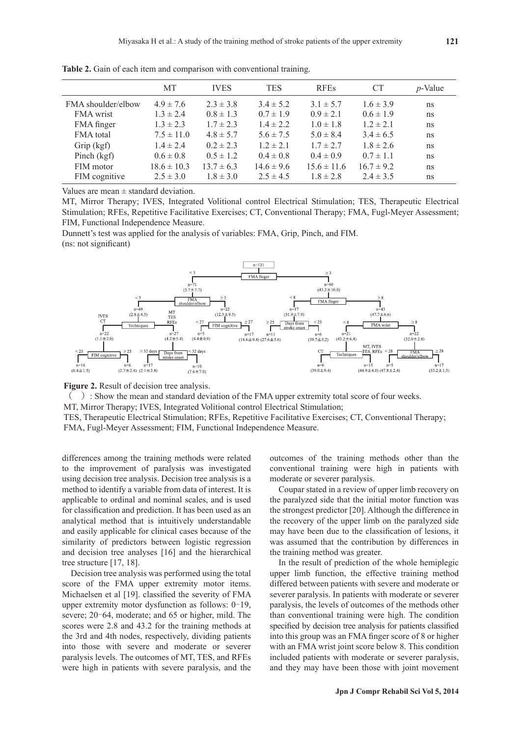**Table 2.** Gain of each item and comparison with conventional training.

| | MT | IVES | TES | RFEs | CT | *p*-Value |
|---|---|---|---|---|---|---|
| FMA shoulder/elbow | 4.9 ± 7.6 | 2.3 ± 3.8 | 3.4 ± 5.2 | 3.1 ± 5.7 | 1.6 ± 3.9 | ns |
| FMA wrist | 1.3 ± 2.4 | 0.8 ± 1.3 | 0.7 ± 1.9 | 0.9 ± 2.1 | 0.6 ± 1.9 | ns |
| FMA finger | 1.3 ± 2.3 | 1.7 ± 2.3 | 1.4 ± 2.2 | 1.0 ± 1.8 | 1.2 ± 2.1 | ns |
| FMA total | 7.5 ± 11.0 | 4.8 ± 5.7 | 5.6 ± 7.5 | 5.0 ± 8.4 | 3.4 ± 6.5 | ns |
| Grip (kgf) | 1.4 ± 2.4 | 0.2 ± 2.3 | 1.2 ± 2.1 | 1.7 ± 2.7 | 1.8 ± 2.6 | ns |
| Pinch (kgf) | 0.6 ± 0.8 | 0.5 ± 1.2 | 0.4 ± 0.8 | 0.4 ± 0.9 | 0.7 ± 1.1 | ns |
| FIM motor | 18.6 ± 10.3 | 13.7 ± 6.3 | 14.6 ± 9.6 | 15.6 ± 11.6 | 16.7 ± 9.2 | ns |
| FIM cognitive | 2.5 ± 3.0 | 1.8 ± 3.0 | 2.5 ± 4.5 | 1.8 ± 2.8 | 2.4 ± 3.5 | ns |

Values are mean ± standard deviation.

MT, Mirror Therapy; IVES, Integrated Volitional control Electrical Stimulation; TES, Therapeutic Electrical Stimulation; RFEs, Repetitive Facilitative Exercises; CT, Conventional Therapy; FMA, Fugl-Meyer Assessment; FIM, Functional Independence Measure.

Dunnett's test was applied for the analysis of variables: FMA, Grip, Pinch, and FIM.

(ns: not significant)

**Figure 2.** Result of decision tree analysis.

( ) : Show the mean and standard deviation of the FMA upper extremity total score of four weeks.

MT, Mirror Therapy; IVES, Integrated Volitional control Electrical Stimulation;

TES, Therapeutic Electrical Stimulation; RFEs, Repetitive Facilitative Exercises; CT, Conventional Therapy;

FMA, Fugl-Meyer Assessment; FIM, Functional Independence Measure.

differences among the training methods were related to the improvement of paralysis was investigated using decision tree analysis. Decision tree analysis is a method to identify a variable from data of interest. It is applicable to ordinal and nominal scales, and is used for classification and prediction. It has been used as an analytical method that is intuitively understandable and easily applicable for clinical cases because of the similarity of predictors between logistic regression and decision tree analyses [16] and the hierarchical tree structure [17, 18].

Decision tree analysis was performed using the total score of the FMA upper extremity motor items. Michaelsen et al [19]. classified the severity of FMA upper extremity motor dysfunction as follows: 0–19, severe; 20–64, moderate; and 65 or higher, mild. The scores were 2.8 and 43.2 for the training methods at the 3rd and 4th nodes, respectively, dividing patients into those with severe and moderate or severer paralysis levels. The outcomes of MT, TES, and RFEs were high in patients with severe paralysis, and the outcomes of the training methods other than the conventional training were high in patients with moderate or severer paralysis.

Coupar stated in a review of upper limb recovery on the paralyzed side that the initial motor function was the strongest predictor [20]. Although the difference in the recovery of the upper limb on the paralyzed side may have been due to the classification of lesions, it was assumed that the contribution by differences in the training method was greater.

In the result of prediction of the whole hemiplegic upper limb function, the effective training method differed between patients with severe and moderate or severer paralysis. In patients with moderate or severer paralysis, the levels of outcomes of the methods other than conventional training were high. The condition specified by decision tree analysis for patients classified into this group was an FMA finger score of 8 or higher with an FMA wrist joint score below 8. This condition included patients with moderate or severer paralysis, and they may have been those with joint movement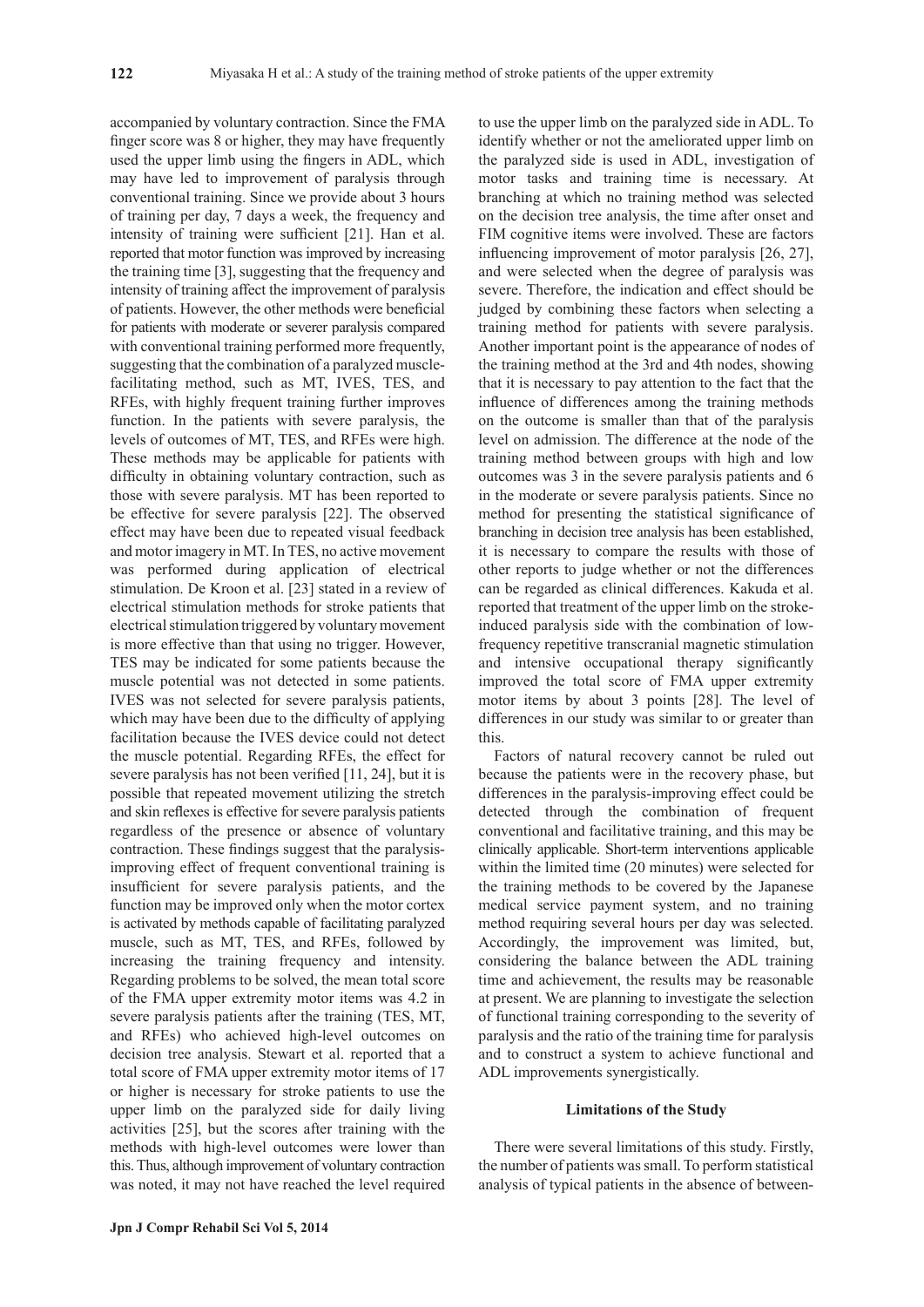accompanied by voluntary contraction. Since the FMA finger score was 8 or higher, they may have frequently used the upper limb using the fingers in ADL, which may have led to improvement of paralysis through conventional training. Since we provide about 3 hours of training per day, 7 days a week, the frequency and intensity of training were sufficient [21]. Han et al. reported that motor function was improved by increasing the training time [3], suggesting that the frequency and intensity of training affect the improvement of paralysis of patients. However, the other methods were beneficial for patients with moderate or severer paralysis compared with conventional training performed more frequently, suggesting that the combination of a paralyzed muscle-facilitating method, such as MT, IVES, TES, and RFEs, with highly frequent training further improves function. In the patients with severe paralysis, the levels of outcomes of MT, TES, and RFEs were high. These methods may be applicable for patients with difficulty in obtaining voluntary contraction, such as those with severe paralysis. MT has been reported to be effective for severe paralysis [22]. The observed effect may have been due to repeated visual feedback and motor imagery in MT. In TES, no active movement was performed during application of electrical stimulation. De Kroon et al. [23] stated in a review of electrical stimulation methods for stroke patients that electrical stimulation triggered by voluntary movement is more effective than that using no trigger. However, TES may be indicated for some patients because the muscle potential was not detected in some patients. IVES was not selected for severe paralysis patients, which may have been due to the difficulty of applying facilitation because the IVES device could not detect the muscle potential. Regarding RFEs, the effect for severe paralysis has not been verified [11, 24], but it is possible that repeated movement utilizing the stretch and skin reflexes is effective for severe paralysis patients regardless of the presence or absence of voluntary contraction. These findings suggest that the paralysis-improving effect of frequent conventional training is insufficient for severe paralysis patients, and the function may be improved only when the motor cortex is activated by methods capable of facilitating paralyzed muscle, such as MT, TES, and RFEs, followed by increasing the training frequency and intensity. Regarding problems to be solved, the mean total score of the FMA upper extremity motor items was 4.2 in severe paralysis patients after the training (TES, MT, and RFEs) who achieved high-level outcomes on decision tree analysis. Stewart et al. reported that a total score of FMA upper extremity motor items of 17 or higher is necessary for stroke patients to use the upper limb on the paralyzed side for daily living activities [25], but the scores after training with the methods with high-level outcomes were lower than this. Thus, although improvement of voluntary contraction was noted, it may not have reached the level required to use the upper limb on the paralyzed side in ADL. To identify whether or not the ameliorated upper limb on the paralyzed side is used in ADL, investigation of motor tasks and training time is necessary. At branching at which no training method was selected on the decision tree analysis, the time after onset and FIM cognitive items were involved. These are factors influencing improvement of motor paralysis [26, 27], and were selected when the degree of paralysis was severe. Therefore, the indication and effect should be judged by combining these factors when selecting a training method for patients with severe paralysis. Another important point is the appearance of nodes of the training method at the 3rd and 4th nodes, showing that it is necessary to pay attention to the fact that the influence of differences among the training methods on the outcome is smaller than that of the paralysis level on admission. The difference at the node of the training method between groups with high and low outcomes was 3 in the severe paralysis patients and 6 in the moderate or severe paralysis patients. Since no method for presenting the statistical significance of branching in decision tree analysis has been established, it is necessary to compare the results with those of other reports to judge whether or not the differences can be regarded as clinical differences. Kakuda et al. reported that treatment of the upper limb on the stroke-induced paralysis side with the combination of low-frequency repetitive transcranial magnetic stimulation and intensive occupational therapy significantly improved the total score of FMA upper extremity motor items by about 3 points [28]. The level of differences in our study was similar to or greater than this.

Factors of natural recovery cannot be ruled out because the patients were in the recovery phase, but differences in the paralysis-improving effect could be detected through the combination of frequent conventional and facilitative training, and this may be clinically applicable. Short-term interventions applicable within the limited time (20 minutes) were selected for the training methods to be covered by the Japanese medical service payment system, and no training method requiring several hours per day was selected. Accordingly, the improvement was limited, but, considering the balance between the ADL training time and achievement, the results may be reasonable at present. We are planning to investigate the selection of functional training corresponding to the severity of paralysis and the ratio of the training time for paralysis and to construct a system to achieve functional and ADL improvements synergistically.

### Limitations of the Study

There were several limitations of this study. Firstly, the number of patients was small. To perform statistical analysis of typical patients in the absence of between-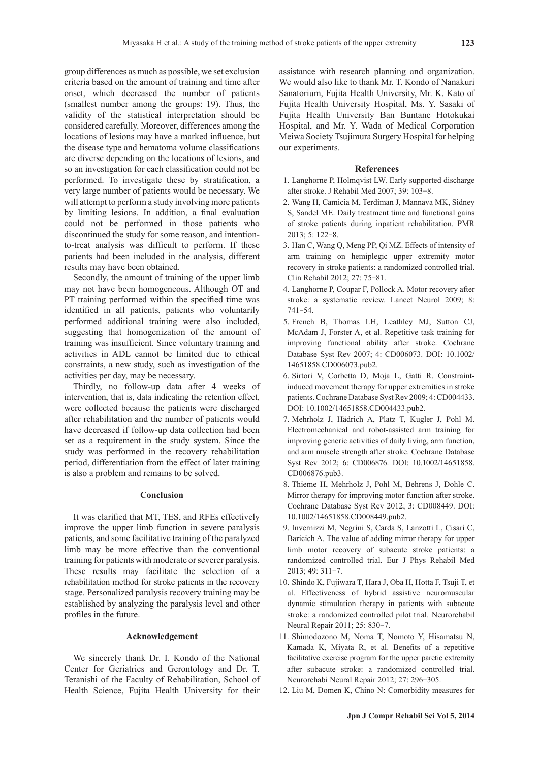group differences as much as possible, we set exclusion criteria based on the amount of training and time after onset, which decreased the number of patients (smallest number among the groups: 19). Thus, the validity of the statistical interpretation should be considered carefully. Moreover, differences among the locations of lesions may have a marked influence, but the disease type and hematoma volume classifications are diverse depending on the locations of lesions, and so an investigation for each classification could not be performed. To investigate these by stratification, a very large number of patients would be necessary. We will attempt to perform a study involving more patients by limiting lesions. In addition, a final evaluation could not be performed in those patients who discontinued the study for some reason, and intention-to-treat analysis was difficult to perform. If these patients had been included in the analysis, different results may have been obtained.

Secondly, the amount of training of the upper limb may not have been homogeneous. Although OT and PT training performed within the specified time was identified in all patients, patients who voluntarily performed additional training were also included, suggesting that homogenization of the amount of training was insufficient. Since voluntary training and activities in ADL cannot be limited due to ethical constraints, a new study, such as investigation of the activities per day, may be necessary.

Thirdly, no follow-up data after 4 weeks of intervention, that is, data indicating the retention effect, were collected because the patients were discharged after rehabilitation and the number of patients would have decreased if follow-up data collection had been set as a requirement in the study system. Since the study was performed in the recovery rehabilitation period, differentiation from the effect of later training is also a problem and remains to be solved.

## Conclusion

It was clarified that MT, TES, and RFEs effectively improve the upper limb function in severe paralysis patients, and some facilitative training of the paralyzed limb may be more effective than the conventional training for patients with moderate or severer paralysis. These results may facilitate the selection of a rehabilitation method for stroke patients in the recovery stage. Personalized paralysis recovery training may be established by analyzing the paralysis level and other profiles in the future.

## Acknowledgement

We sincerely thank Dr. I. Kondo of the National Center for Geriatrics and Gerontology and Dr. T. Teranishi of the Faculty of Rehabilitation, School of Health Science, Fujita Health University for their assistance with research planning and organization. We would also like to thank Mr. T. Kondo of Nanakuri Sanatorium, Fujita Health University, Mr. K. Kato of Fujita Health University Hospital, Ms. Y. Sasaki of Fujita Health University Ban Buntane Hotokukai Hospital, and Mr. Y. Wada of Medical Corporation Meiwa Society Tsujimura Surgery Hospital for helping our experiments.

## References

1. Langhorne P, Holmqvist LW. Early supported discharge after stroke. J Rehabil Med 2007; 39: 103−8.
2. Wang H, Camicia M, Terdiman J, Mannava MK, Sidney S, Sandel ME. Daily treatment time and functional gains of stroke patients during inpatient rehabilitation. PMR 2013; 5: 122−8.
3. Han C, Wang Q, Meng PP, Qi MZ. Effects of intensity of arm training on hemiplegic upper extremity motor recovery in stroke patients: a randomized controlled trial. Clin Rehabil 2012; 27: 75−81.
4. Langhorne P, Coupar F, Pollock A. Motor recovery after stroke: a systematic review. Lancet Neurol 2009; 8: 741−54.
5. French B, Thomas LH, Leathley MJ, Sutton CJ, McAdam J, Forster A, et al. Repetitive task training for improving functional ability after stroke. Cochrane Database Syst Rev 2007; 4: CD006073. DOI: 10.1002/14651858.CD006073.pub2.
6. Sirtori V, Corbetta D, Moja L, Gatti R. Constraint-induced movement therapy for upper extremities in stroke patients. Cochrane Database Syst Rev 2009; 4: CD004433. DOI: 10.1002/14651858.CD004433.pub2.
7. Mehrholz J, Hädrich A, Platz T, Kugler J, Pohl M. Electromechanical and robot-assisted arm training for improving generic activities of daily living, arm function, and arm muscle strength after stroke. Cochrane Database Syst Rev 2012; 6: CD006876. DOI: 10.1002/14651858.CD006876.pub3.
8. Thieme H, Mehrholz J, Pohl M, Behrens J, Dohle C. Mirror therapy for improving motor function after stroke. Cochrane Database Syst Rev 2012; 3: CD008449. DOI: 10.1002/14651858.CD008449.pub2.
9. Invernizzi M, Negrini S, Carda S, Lanzotti L, Cisari C, Baricich A. The value of adding mirror therapy for upper limb motor recovery of subacute stroke patients: a randomized controlled trial. Eur J Phys Rehabil Med 2013; 49: 311−7.
10. Shindo K, Fujiwara T, Hara J, Oba H, Hotta F, Tsuji T, et al. Effectiveness of hybrid assistive neuromuscular dynamic stimulation therapy in patients with subacute stroke: a randomized controlled pilot trial. Neurorehabil Neural Repair 2011; 25: 830−7.
11. Shimodozono M, Noma T, Nomoto Y, Hisamatsu N, Kamada K, Miyata R, et al. Benefits of a repetitive facilitative exercise program for the upper paretic extremity after subacute stroke: a randomized controlled trial. Neurorehabi Neural Repair 2012; 27: 296−305.
12. Liu M, Domen K, Chino N: Comorbidity measures for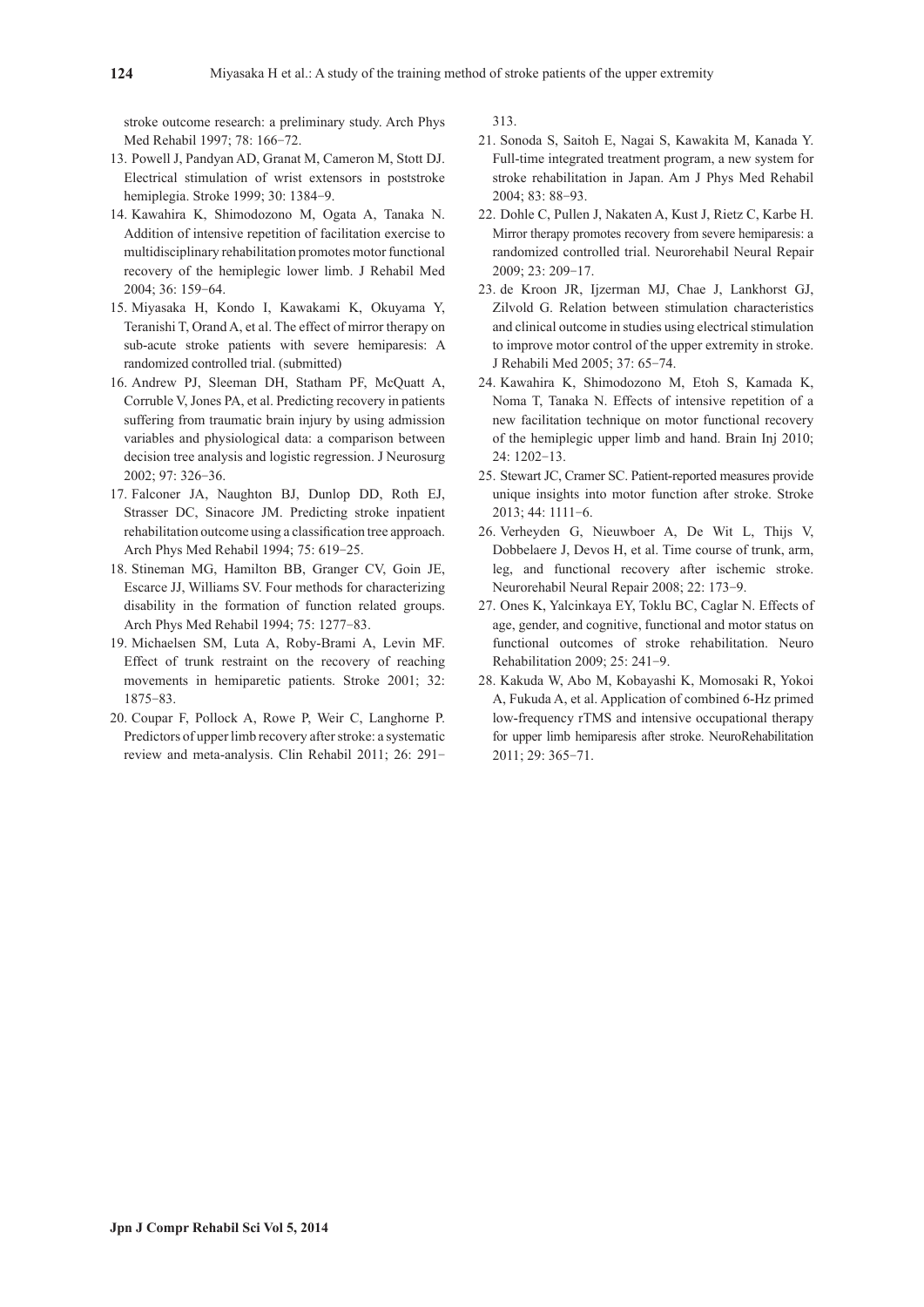stroke outcome research: a preliminary study. Arch Phys Med Rehabil 1997; 78: 166−72.

13. Powell J, Pandyan AD, Granat M, Cameron M, Stott DJ. Electrical stimulation of wrist extensors in poststroke hemiplegia. Stroke 1999; 30: 1384−9.
14. Kawahira K, Shimodozono M, Ogata A, Tanaka N. Addition of intensive repetition of facilitation exercise to multidisciplinary rehabilitation promotes motor functional recovery of the hemiplegic lower limb. J Rehabil Med 2004; 36: 159−64.
15. Miyasaka H, Kondo I, Kawakami K, Okuyama Y, Teranishi T, Orand A, et al. The effect of mirror therapy on sub-acute stroke patients with severe hemiparesis: A randomized controlled trial. (submitted)
16. Andrew PJ, Sleeman DH, Statham PF, McQuatt A, Corruble V, Jones PA, et al. Predicting recovery in patients suffering from traumatic brain injury by using admission variables and physiological data: a comparison between decision tree analysis and logistic regression. J Neurosurg 2002; 97: 326−36.
17. Falconer JA, Naughton BJ, Dunlop DD, Roth EJ, Strasser DC, Sinacore JM. Predicting stroke inpatient rehabilitation outcome using a classification tree approach. Arch Phys Med Rehabil 1994; 75: 619−25.
18. Stineman MG, Hamilton BB, Granger CV, Goin JE, Escarce JJ, Williams SV. Four methods for characterizing disability in the formation of function related groups. Arch Phys Med Rehabil 1994; 75: 1277−83.
19. Michaelsen SM, Luta A, Roby-Brami A, Levin MF. Effect of trunk restraint on the recovery of reaching movements in hemiparetic patients. Stroke 2001; 32: 1875−83.
20. Coupar F, Pollock A, Rowe P, Weir C, Langhorne P. Predictors of upper limb recovery after stroke: a systematic review and meta-analysis. Clin Rehabil 2011; 26: 291−313.
21. Sonoda S, Saitoh E, Nagai S, Kawakita M, Kanada Y. Full-time integrated treatment program, a new system for stroke rehabilitation in Japan. Am J Phys Med Rehabil 2004; 83: 88−93.
22. Dohle C, Pullen J, Nakaten A, Kust J, Rietz C, Karbe H. Mirror therapy promotes recovery from severe hemiparesis: a randomized controlled trial. Neurorehabil Neural Repair 2009; 23: 209−17.
23. de Kroon JR, Ijzerman MJ, Chae J, Lankhorst GJ, Zilvold G. Relation between stimulation characteristics and clinical outcome in studies using electrical stimulation to improve motor control of the upper extremity in stroke. J Rehabili Med 2005; 37: 65−74.
24. Kawahira K, Shimodozono M, Etoh S, Kamada K, Noma T, Tanaka N. Effects of intensive repetition of a new facilitation technique on motor functional recovery of the hemiplegic upper limb and hand. Brain Inj 2010; 24: 1202−13.
25. Stewart JC, Cramer SC. Patient-reported measures provide unique insights into motor function after stroke. Stroke 2013; 44: 1111−6.
26. Verheyden G, Nieuwboer A, De Wit L, Thijs V, Dobbelaere J, Devos H, et al. Time course of trunk, arm, leg, and functional recovery after ischemic stroke. Neurorehabil Neural Repair 2008; 22: 173−9.
27. Ones K, Yalcinkaya EY, Toklu BC, Caglar N. Effects of age, gender, and cognitive, functional and motor status on functional outcomes of stroke rehabilitation. Neuro Rehabilitation 2009; 25: 241−9.
28. Kakuda W, Abo M, Kobayashi K, Momosaki R, Yokoi A, Fukuda A, et al. Application of combined 6-Hz primed low-frequency rTMS and intensive occupational therapy for upper limb hemiparesis after stroke. NeuroRehabilitation 2011; 29: 365−71.